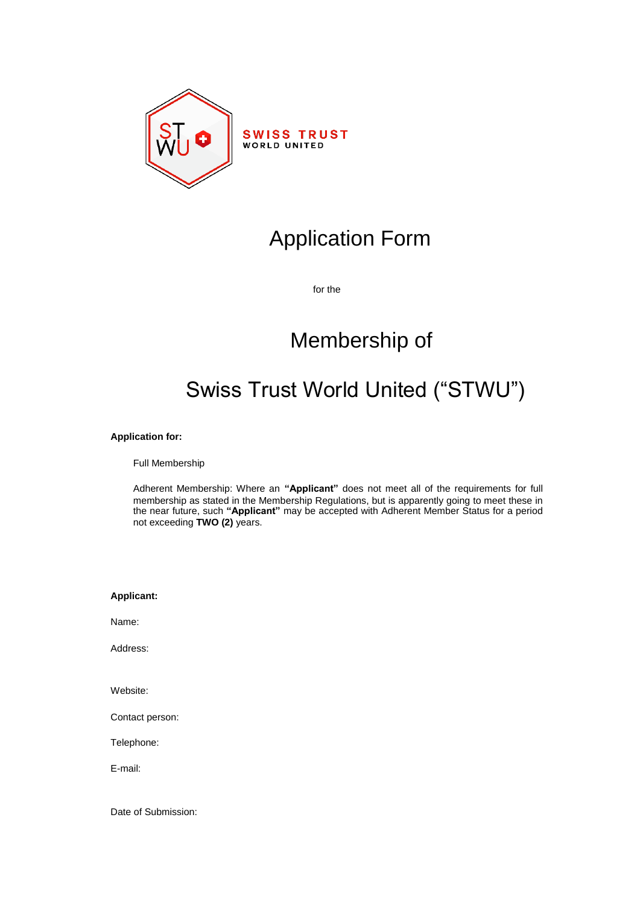SWISS TRUST
WORLD UNITED

# Application Form

for the

# Membership of

# Swiss Trust World United ("STWU")

**Application for:**

Full Membership

Adherent Membership: Where an **"Applicant"** does not meet all of the requirements for full membership as stated in the Membership Regulations, but is apparently going to meet these in the near future, such **"Applicant"** may be accepted with Adherent Member Status for a period not exceeding **TWO (2)** years.

**Applicant:**

Name:

Address:

Website:

Contact person:

Telephone:

E-mail:

Date of Submission: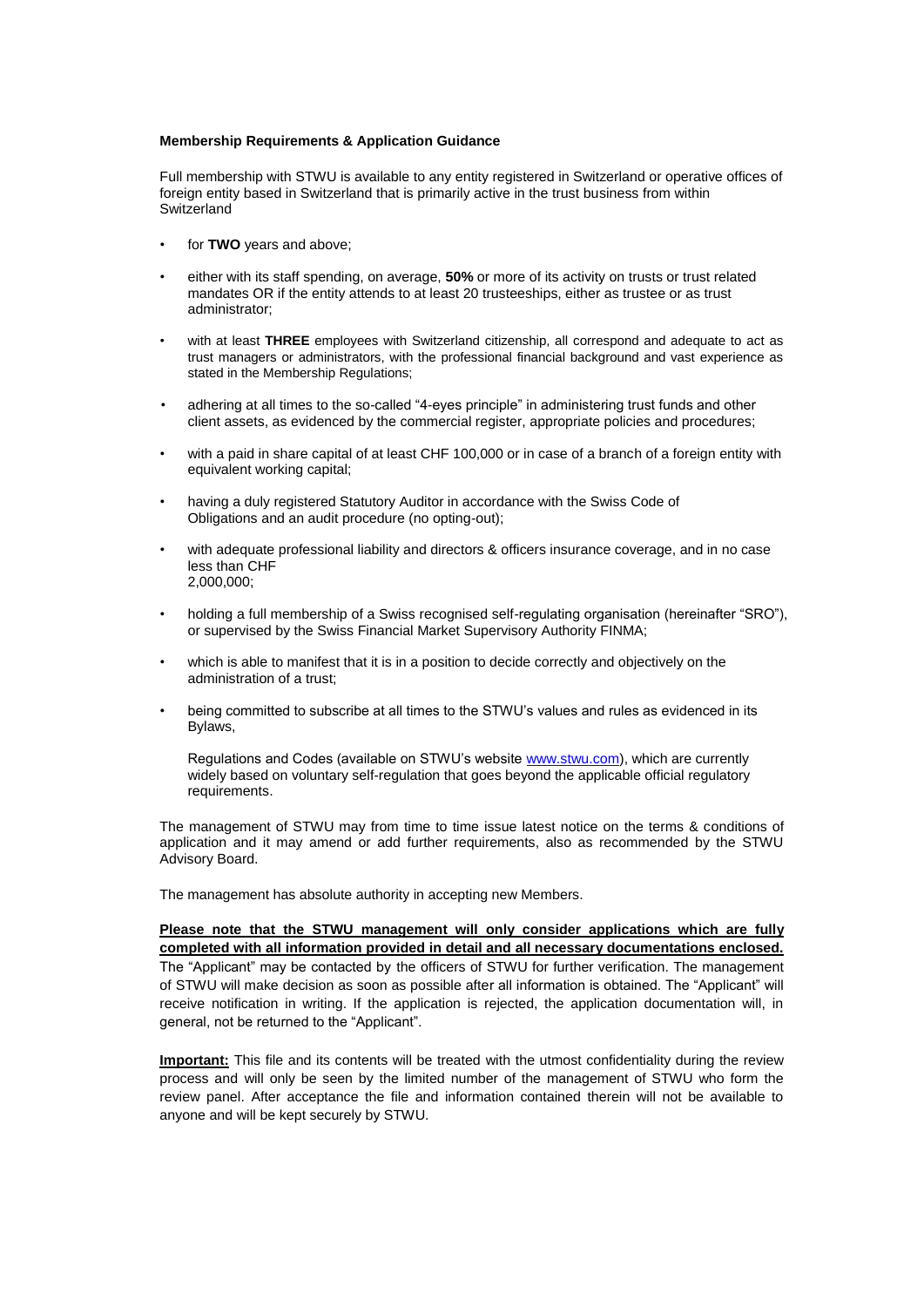**Membership Requirements & Application Guidance**

Full membership with STWU is available to any entity registered in Switzerland or operative offices of foreign entity based in Switzerland that is primarily active in the trust business from within Switzerland

- for **TWO** years and above;
- either with its staff spending, on average, **50%** or more of its activity on trusts or trust related mandates OR if the entity attends to at least 20 trusteeships, either as trustee or as trust administrator;
- with at least **THREE** employees with Switzerland citizenship, all correspond and adequate to act as trust managers or administrators, with the professional financial background and vast experience as stated in the Membership Regulations;
- adhering at all times to the so-called "4-eyes principle" in administering trust funds and other client assets, as evidenced by the commercial register, appropriate policies and procedures;
- with a paid in share capital of at least CHF 100,000 or in case of a branch of a foreign entity with equivalent working capital;
- having a duly registered Statutory Auditor in accordance with the Swiss Code of Obligations and an audit procedure (no opting-out);
- with adequate professional liability and directors & officers insurance coverage, and in no case less than CHF 2,000,000;
- holding a full membership of a Swiss recognised self-regulating organisation (hereinafter "SRO"), or supervised by the Swiss Financial Market Supervisory Authority FINMA;
- which is able to manifest that it is in a position to decide correctly and objectively on the administration of a trust;
- being committed to subscribe at all times to the STWU's values and rules as evidenced in its Bylaws,

  Regulations and Codes (available on STWU's website [www.stwu.com](http://www.stwu.com)), which are currently widely based on voluntary self-regulation that goes beyond the applicable official regulatory requirements.

The management of STWU may from time to time issue latest notice on the terms & conditions of application and it may amend or add further requirements, also as recommended by the STWU Advisory Board.

The management has absolute authority in accepting new Members.

**Please note that the STWU management will only consider applications which are fully completed with all information provided in detail and all necessary documentations enclosed.** The "Applicant" may be contacted by the officers of STWU for further verification. The management of STWU will make decision as soon as possible after all information is obtained. The "Applicant" will receive notification in writing. If the application is rejected, the application documentation will, in general, not be returned to the "Applicant".

**Important:** This file and its contents will be treated with the utmost confidentiality during the review process and will only be seen by the limited number of the management of STWU who form the review panel. After acceptance the file and information contained therein will not be available to anyone and will be kept securely by STWU.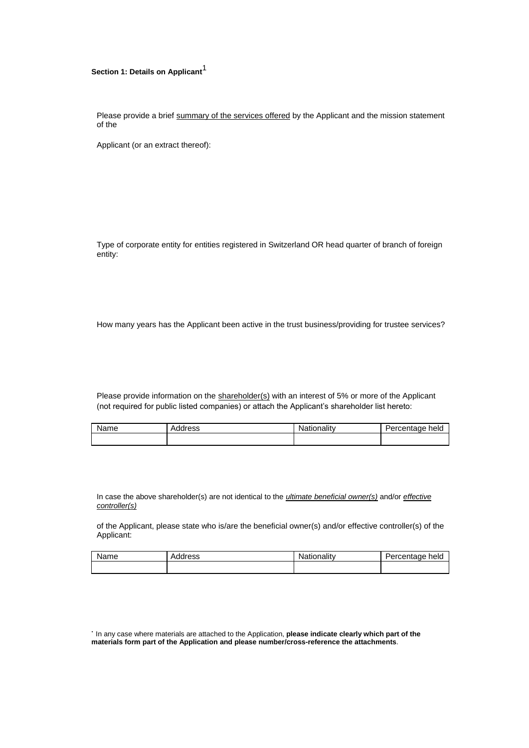**Section 1: Details on Applicant**[1]

Please provide a brief <u>summary of the services offered</u> by the Applicant and the mission statement of the

Applicant (or an extract thereof):

Type of corporate entity for entities registered in Switzerland OR head quarter of branch of foreign entity:

How many years has the Applicant been active in the trust business/providing for trustee services?

Please provide information on the <u>shareholder(s)</u> with an interest of 5% or more of the Applicant (not required for public listed companies) or attach the Applicant's shareholder list hereto:

| Name | Address | Nationality | Percentage held |
| --- | --- | --- | --- |
| | | | |

In case the above shareholder(s) are not identical to the ***ultimate beneficial owner(s)*** and/or *effective controller(s)*

of the Applicant, please state who is/are the beneficial owner(s) and/or effective controller(s) of the Applicant:

| Name | Address | Nationality | Percentage held |
| --- | --- | --- | --- |
| | | | |

[1] In any case where materials are attached to the Application, **please indicate clearly which part of the materials form part of the Application and please number/cross-reference the attachments**.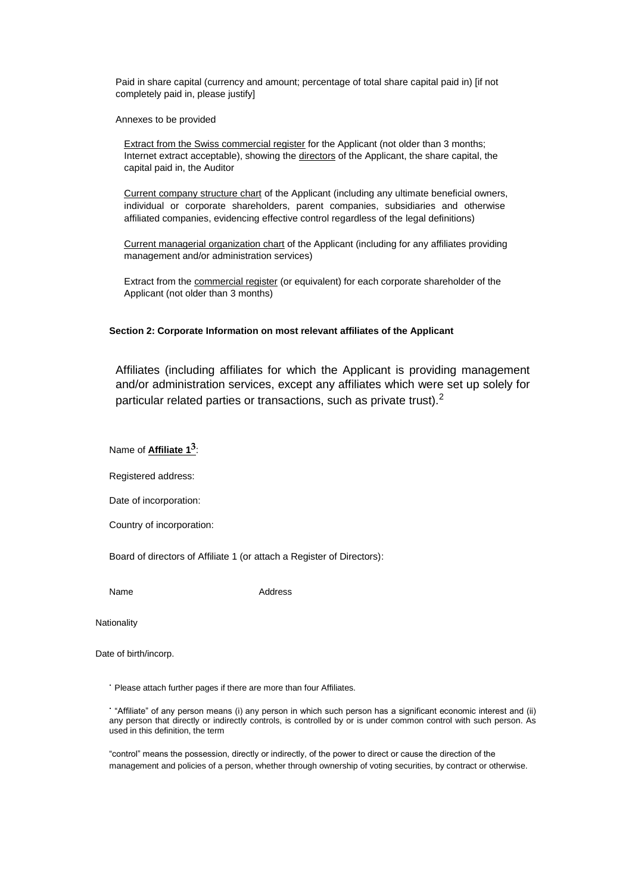Paid in share capital (currency and amount; percentage of total share capital paid in) [if not completely paid in, please justify]

Annexes to be provided

Extract from the Swiss commercial register for the Applicant (not older than 3 months; Internet extract acceptable), showing the directors of the Applicant, the share capital, the capital paid in, the Auditor

Current company structure chart of the Applicant (including any ultimate beneficial owners, individual or corporate shareholders, parent companies, subsidiaries and otherwise affiliated companies, evidencing effective control regardless of the legal definitions)

Current managerial organization chart of the Applicant (including for any affiliates providing management and/or administration services)

Extract from the commercial register (or equivalent) for each corporate shareholder of the Applicant (not older than 3 months)

**Section 2: Corporate Information on most relevant affiliates of the Applicant**

Affiliates (including affiliates for which the Applicant is providing management and/or administration services, except any affiliates which were set up solely for particular related parties or transactions, such as private trust).[2]

Name of **Affiliate 1**[3]:

Registered address:

Date of incorporation:

Country of incorporation:

Board of directors of Affiliate 1 (or attach a Register of Directors):

Name Address

Nationality

Date of birth/incorp.

· Please attach further pages if there are more than four Affiliates.

· "Affiliate" of any person means (i) any person in which such person has a significant economic interest and (ii) any person that directly or indirectly controls, is controlled by or is under common control with such person. As used in this definition, the term

"control" means the possession, directly or indirectly, of the power to direct or cause the direction of the management and policies of a person, whether through ownership of voting securities, by contract or otherwise.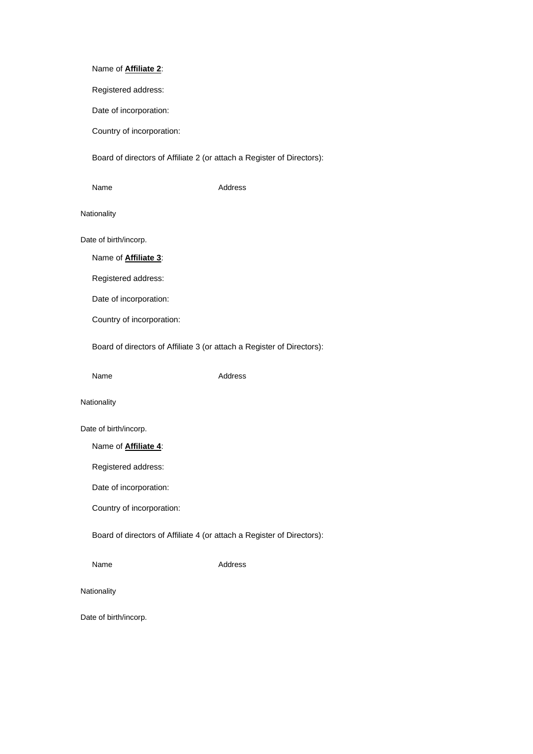Name of **Affiliate 2**:

Registered address:

Date of incorporation:

Country of incorporation:

Board of directors of Affiliate 2 (or attach a Register of Directors):

Name Address

Nationality

Date of birth/incorp.

Name of **Affiliate 3**:

Registered address:

Date of incorporation:

Country of incorporation:

Board of directors of Affiliate 3 (or attach a Register of Directors):

Name Address

Nationality

Date of birth/incorp.

Name of **Affiliate 4**:

Registered address:

Date of incorporation:

Country of incorporation:

Board of directors of Affiliate 4 (or attach a Register of Directors):

Name Address

Nationality

Date of birth/incorp.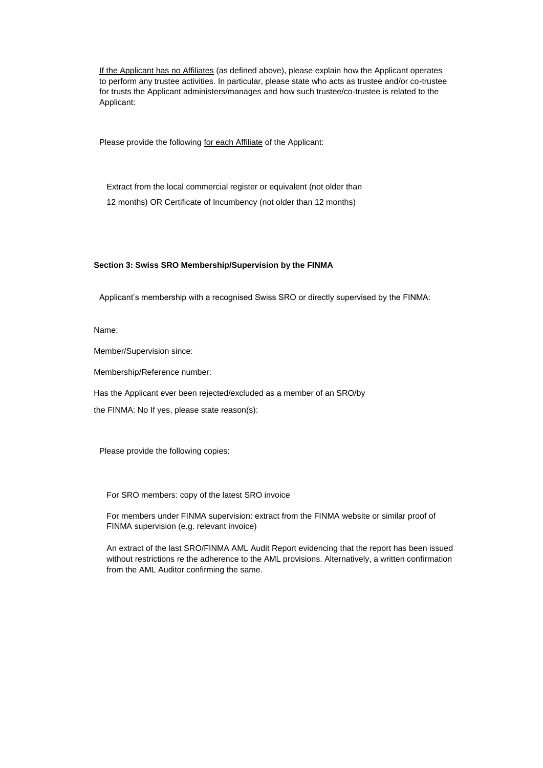<u>If the Applicant has no Affiliates</u> (as defined above), please explain how the Applicant operates to perform any trustee activities. In particular, please state who acts as trustee and/or co-trustee for trusts the Applicant administers/manages and how such trustee/co-trustee is related to the Applicant:

Please provide the following <u>for each Affiliate</u> of the Applicant:

Extract from the local commercial register or equivalent (not older than 12 months) OR Certificate of Incumbency (not older than 12 months)

**Section 3: Swiss SRO Membership/Supervision by the FINMA**

Applicant's membership with a recognised Swiss SRO or directly supervised by the FINMA:

Name:

Member/Supervision since:

Membership/Reference number:

Has the Applicant ever been rejected/excluded as a member of an SRO/by the FINMA: No If yes, please state reason(s):

Please provide the following copies:

For SRO members: copy of the latest SRO invoice

For members under FINMA supervision: extract from the FINMA website or similar proof of FINMA supervision (e.g. relevant invoice)

An extract of the last SRO/FINMA AML Audit Report evidencing that the report has been issued without restrictions re the adherence to the AML provisions. Alternatively, a written confirmation from the AML Auditor confirming the same.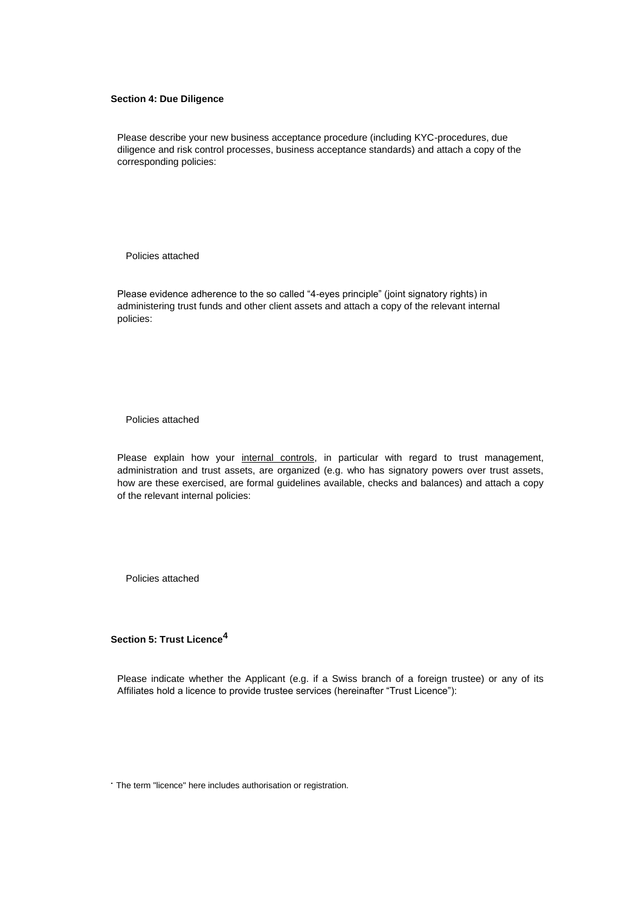**Section 4: Due Diligence**

Please describe your new business acceptance procedure (including KYC-procedures, due diligence and risk control processes, business acceptance standards) and attach a copy of the corresponding policies:

Policies attached

Please evidence adherence to the so called “4-eyes principle” (joint signatory rights) in administering trust funds and other client assets and attach a copy of the relevant internal policies:

Policies attached

Please explain how your internal controls, in particular with regard to trust management, administration and trust assets, are organized (e.g. who has signatory powers over trust assets, how are these exercised, are formal guidelines available, checks and balances) and attach a copy of the relevant internal policies:

Policies attached

**Section 5: Trust Licence[4]**

Please indicate whether the Applicant (e.g. if a Swiss branch of a foreign trustee) or any of its Affiliates hold a licence to provide trustee services (hereinafter “Trust Licence”):

[4] The term "licence" here includes authorisation or registration.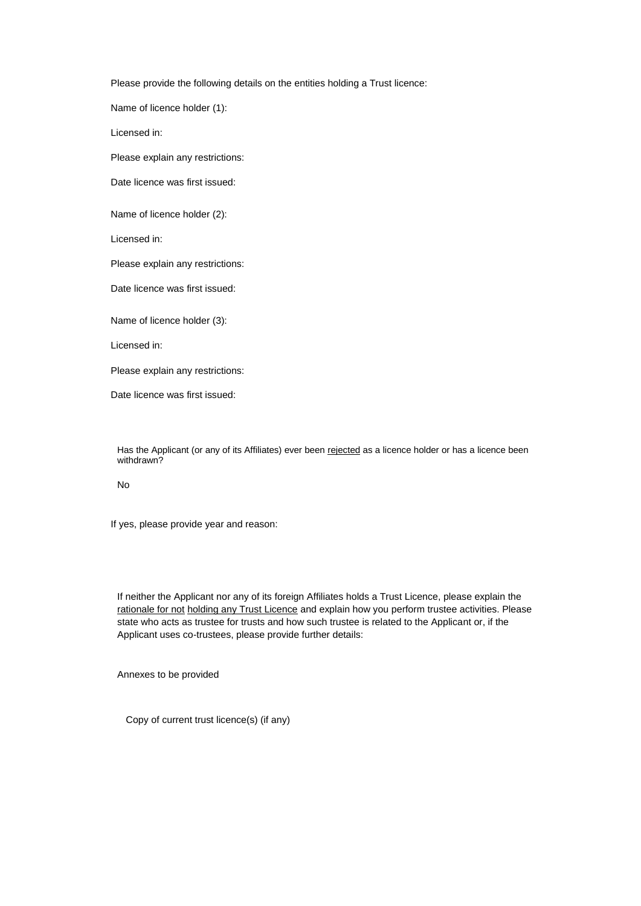Please provide the following details on the entities holding a Trust licence:

Name of licence holder (1):

Licensed in:

Please explain any restrictions:

Date licence was first issued:

Name of licence holder (2):

Licensed in:

Please explain any restrictions:

Date licence was first issued:

Name of licence holder (3):

Licensed in:

Please explain any restrictions:

Date licence was first issued:

Has the Applicant (or any of its Affiliates) ever been rejected as a licence holder or has a licence been withdrawn?

No

If yes, please provide year and reason:

If neither the Applicant nor any of its foreign Affiliates holds a Trust Licence, please explain the rationale for not holding any Trust Licence and explain how you perform trustee activities. Please state who acts as trustee for trusts and how such trustee is related to the Applicant or, if the Applicant uses co-trustees, please provide further details:

Annexes to be provided

Copy of current trust licence(s) (if any)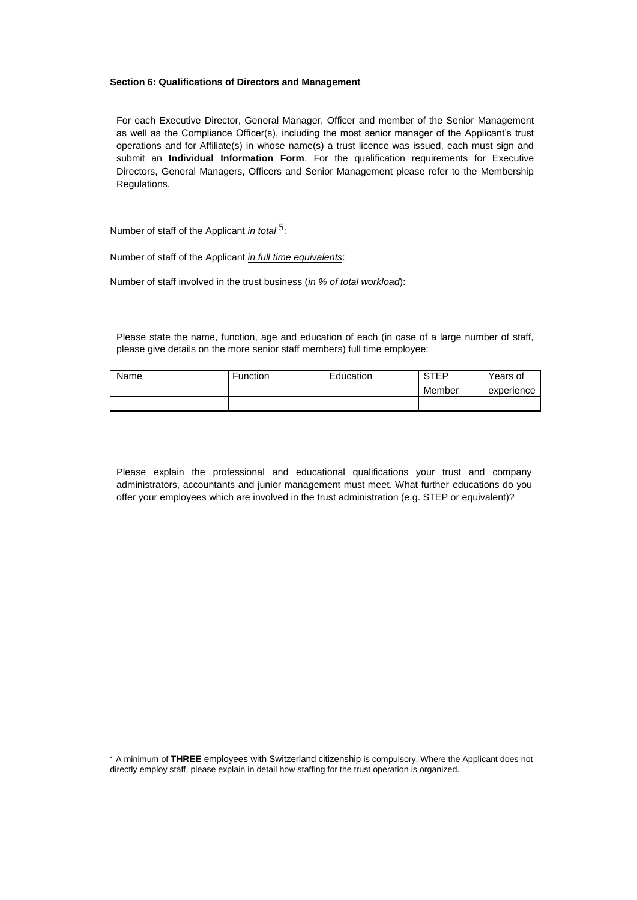**Section 6: Qualifications of Directors and Management**

For each Executive Director, General Manager, Officer and member of the Senior Management as well as the Compliance Officer(s), including the most senior manager of the Applicant's trust operations and for Affiliate(s) in whose name(s) a trust licence was issued, each must sign and submit an **Individual Information Form**. For the qualification requirements for Executive Directors, General Managers, Officers and Senior Management please refer to the Membership Regulations.

Number of staff of the Applicant *in total* [5]:

Number of staff of the Applicant *in full time equivalents*:

Number of staff involved in the trust business (*in % of total workload*):

Please state the name, function, age and education of each (in case of a large number of staff, please give details on the more senior staff members) full time employee:

| Name | Function | Education | STEP Member | Years of experience |
|---|---|---|---|---|
| | | | | |

Please explain the professional and educational qualifications your trust and company administrators, accountants and junior management must meet. What further educations do you offer your employees which are involved in the trust administration (e.g. STEP or equivalent)?

[5] A minimum of **THREE** employees with Switzerland citizenship is compulsory. Where the Applicant does not directly employ staff, please explain in detail how staffing for the trust operation is organized.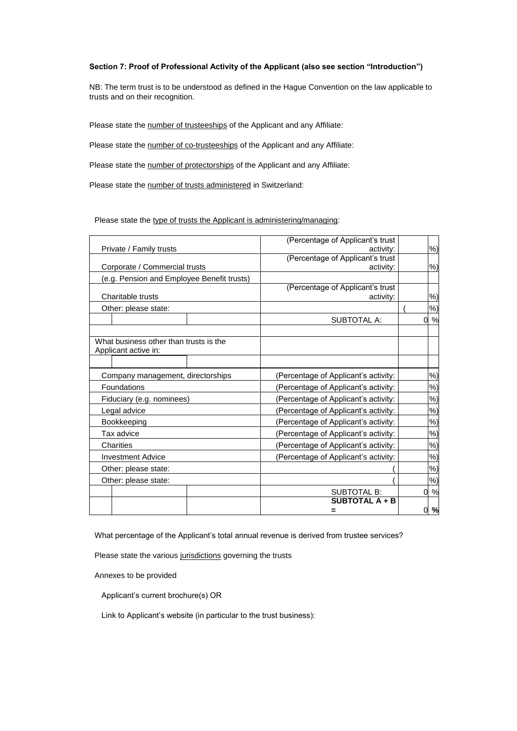**Section 7: Proof of Professional Activity of the Applicant (also see section "Introduction")**

NB: The term trust is to be understood as defined in the Hague Convention on the law applicable to trusts and on their recognition.

Please state the <u>number of trusteeships</u> of the Applicant and any Affiliate:

Please state the <u>number of co-trusteeships</u> of the Applicant and any Affiliate:

Please state the <u>number of protectorships</u> of the Applicant and any Affiliate:

Please state the <u>number of trusts administered</u> in Switzerland:

Please state the <u>type of trusts the Applicant is administering/managing</u>:

| | | | | | |
|---|---|---|---|---|---|
| Private / Family trusts | | | (Percentage of Applicant's trust activity: | | %) |
| Corporate / Commercial trusts | | | (Percentage of Applicant's trust activity: | | %) |
| (e.g. Pension and Employee Benefit trusts) | | | | | |
| Charitable trusts | | | (Percentage of Applicant's trust activity: | | %) |
| Other: please state: | | | | ( | %) |
| | | | SUBTOTAL A: | 0 | % |
| | | | | | |
| What business other than trusts is the Applicant active in: | | | | | |
| | | | | | |
| Company management, directorships | | | (Percentage of Applicant's activity: | | %) |
| Foundations | | | (Percentage of Applicant's activity: | | %) |
| Fiduciary (e.g. nominees) | | | (Percentage of Applicant's activity: | | %) |
| Legal advice | | | (Percentage of Applicant's activity: | | %) |
| Bookkeeping | | | (Percentage of Applicant's activity: | | %) |
| Tax advice | | | (Percentage of Applicant's activity: | | %) |
| Charities | | | (Percentage of Applicant's activity: | | %) |
| Investment Advice | | | (Percentage of Applicant's activity: | | %) |
| Other: please state: | | | ( | | %) |
| Other: please state: | | | ( | | %) |
| | | | SUBTOTAL B: | 0 | % |
| | | | **SUBTOTAL A + B =** | 0 | **%** |

What percentage of the Applicant's total annual revenue is derived from trustee services?

Please state the various <u>jurisdictions</u> governing the trusts

Annexes to be provided

Applicant's current brochure(s) OR

Link to Applicant's website (in particular to the trust business):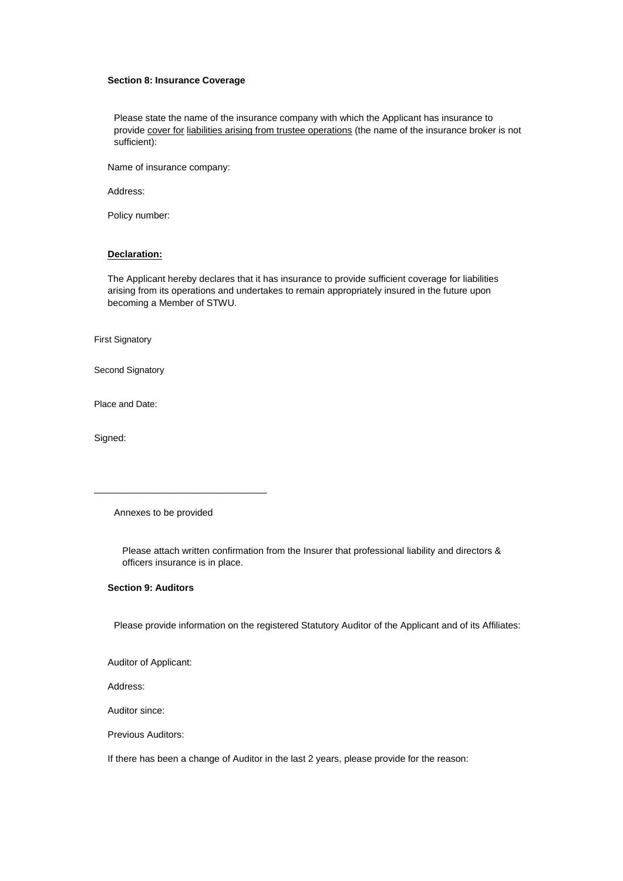**Section 8: Insurance Coverage**

Please state the name of the insurance company with which the Applicant has insurance to provide cover for liabilities arising from trustee operations (the name of the insurance broker is not sufficient):

Name of insurance company:

Address:

Policy number:

**Declaration:**

The Applicant hereby declares that it has insurance to provide sufficient coverage for liabilities arising from its operations and undertakes to remain appropriately insured in the future upon becoming a Member of STWU.

First Signatory

Second Signatory

Place and Date:

Signed:

---

Annexes to be provided

Please attach written confirmation from the Insurer that professional liability and directors & officers insurance is in place.

**Section 9: Auditors**

Please provide information on the registered Statutory Auditor of the Applicant and of its Affiliates:

Auditor of Applicant:

Address:

Auditor since:

Previous Auditors:

If there has been a change of Auditor in the last 2 years, please provide for the reason: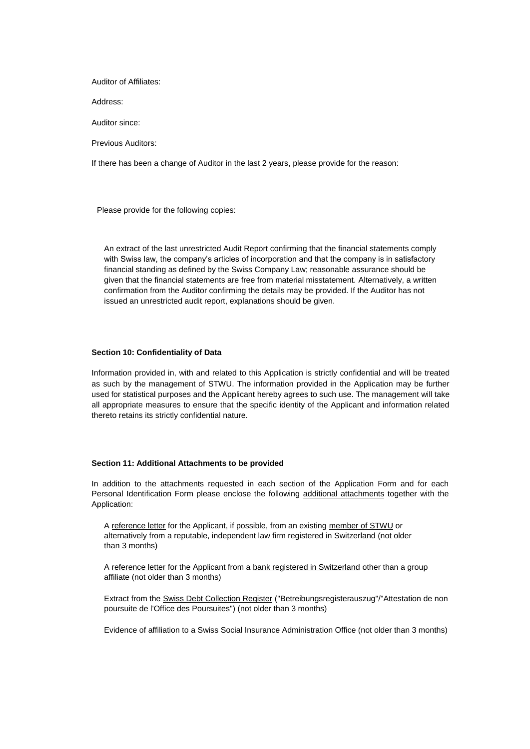Auditor of Affiliates:

Address:

Auditor since:

Previous Auditors:

If there has been a change of Auditor in the last 2 years, please provide for the reason:

Please provide for the following copies:

An extract of the last unrestricted Audit Report confirming that the financial statements comply with Swiss law, the company's articles of incorporation and that the company is in satisfactory financial standing as defined by the Swiss Company Law; reasonable assurance should be given that the financial statements are free from material misstatement. Alternatively, a written confirmation from the Auditor confirming the details may be provided. If the Auditor has not issued an unrestricted audit report, explanations should be given.

**Section 10: Confidentiality of Data**

Information provided in, with and related to this Application is strictly confidential and will be treated as such by the management of STWU. The information provided in the Application may be further used for statistical purposes and the Applicant hereby agrees to such use. The management will take all appropriate measures to ensure that the specific identity of the Applicant and information related thereto retains its strictly confidential nature.

**Section 11: Additional Attachments to be provided**

In addition to the attachments requested in each section of the Application Form and for each Personal Identification Form please enclose the following additional attachments together with the Application:

A reference letter for the Applicant, if possible, from an existing member of STWU or alternatively from a reputable, independent law firm registered in Switzerland (not older than 3 months)

A reference letter for the Applicant from a bank registered in Switzerland other than a group affiliate (not older than 3 months)

Extract from the Swiss Debt Collection Register ("Betreibungsregisterauszug"/"Attestation de non poursuite de l'Office des Poursuites") (not older than 3 months)

Evidence of affiliation to a Swiss Social Insurance Administration Office (not older than 3 months)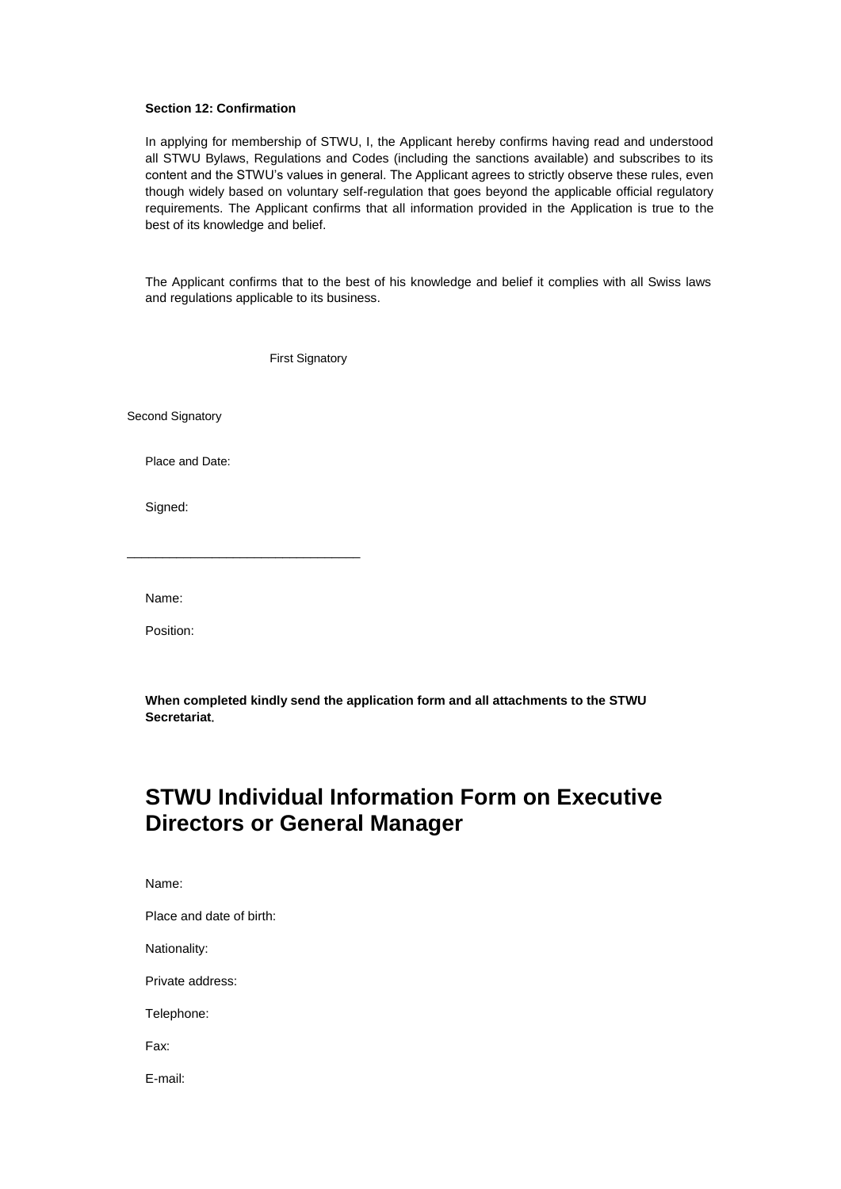**Section 12: Confirmation**

In applying for membership of STWU, I, the Applicant hereby confirms having read and understood all STWU Bylaws, Regulations and Codes (including the sanctions available) and subscribes to its content and the STWU's values in general. The Applicant agrees to strictly observe these rules, even though widely based on voluntary self-regulation that goes beyond the applicable official regulatory requirements. The Applicant confirms that all information provided in the Application is true to the best of its knowledge and belief.

The Applicant confirms that to the best of his knowledge and belief it complies with all Swiss laws and regulations applicable to its business.

First Signatory

Second Signatory

Place and Date:

Signed:

________________________________

Name:

Position:

**When completed kindly send the application form and all attachments to the STWU Secretariat.**

# STWU Individual Information Form on Executive Directors or General Manager

Name:

Place and date of birth:

Nationality:

Private address:

Telephone:

Fax:

E-mail: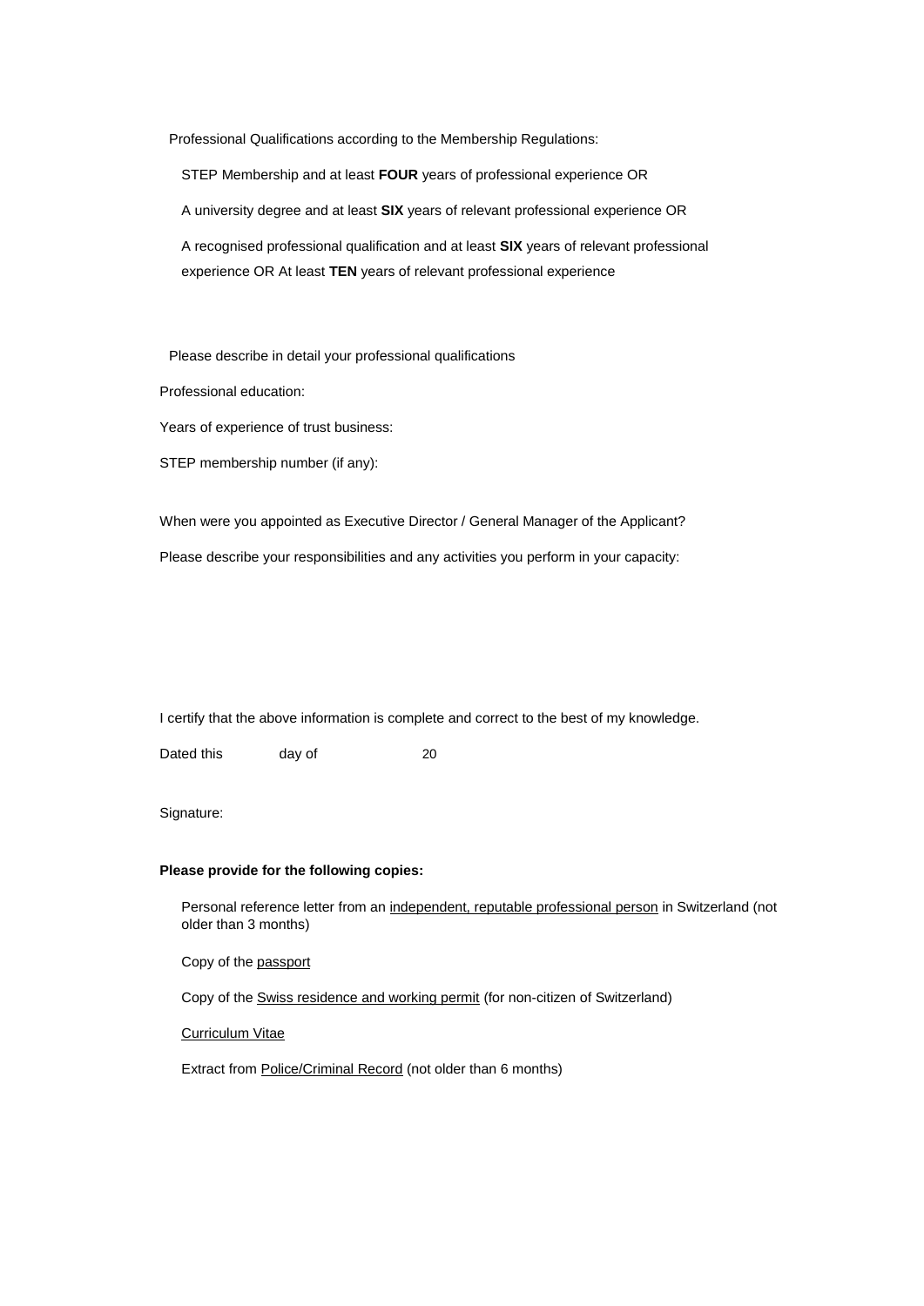Professional Qualifications according to the Membership Regulations:

STEP Membership and at least **FOUR** years of professional experience OR

A university degree and at least **SIX** years of relevant professional experience OR

A recognised professional qualification and at least **SIX** years of relevant professional experience OR At least **TEN** years of relevant professional experience

Please describe in detail your professional qualifications

Professional education:

Years of experience of trust business:

STEP membership number (if any):

When were you appointed as Executive Director / General Manager of the Applicant?

Please describe your responsibilities and any activities you perform in your capacity:

I certify that the above information is complete and correct to the best of my knowledge.

Dated this day of 20

Signature:

**Please provide for the following copies:**

Personal reference letter from an <u>independent, reputable professional person</u> in Switzerland (not older than 3 months)

Copy of the <u>passport</u>

Copy of the <u>Swiss residence and working permit</u> (for non-citizen of Switzerland)

<u>Curriculum Vitae</u>

Extract from <u>Police/Criminal Record</u> (not older than 6 months)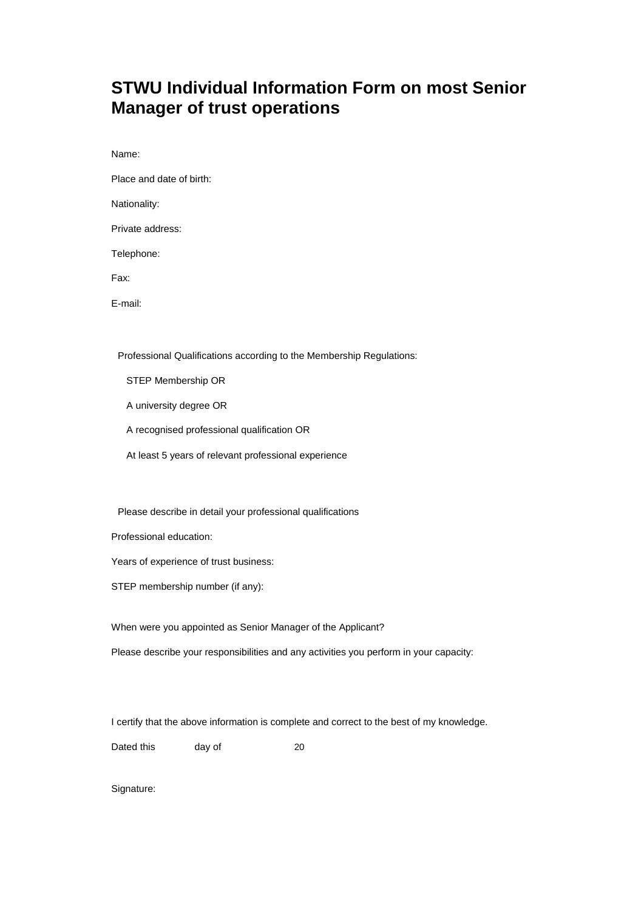# STWU Individual Information Form on most Senior Manager of trust operations

Name:

Place and date of birth:

Nationality:

Private address:

Telephone:

Fax:

E-mail:

Professional Qualifications according to the Membership Regulations:

STEP Membership OR

A university degree OR

A recognised professional qualification OR

At least 5 years of relevant professional experience

Please describe in detail your professional qualifications

Professional education:

Years of experience of trust business:

STEP membership number (if any):

When were you appointed as Senior Manager of the Applicant?

Please describe your responsibilities and any activities you perform in your capacity:

I certify that the above information is complete and correct to the best of my knowledge.

Dated this day of 20

Signature: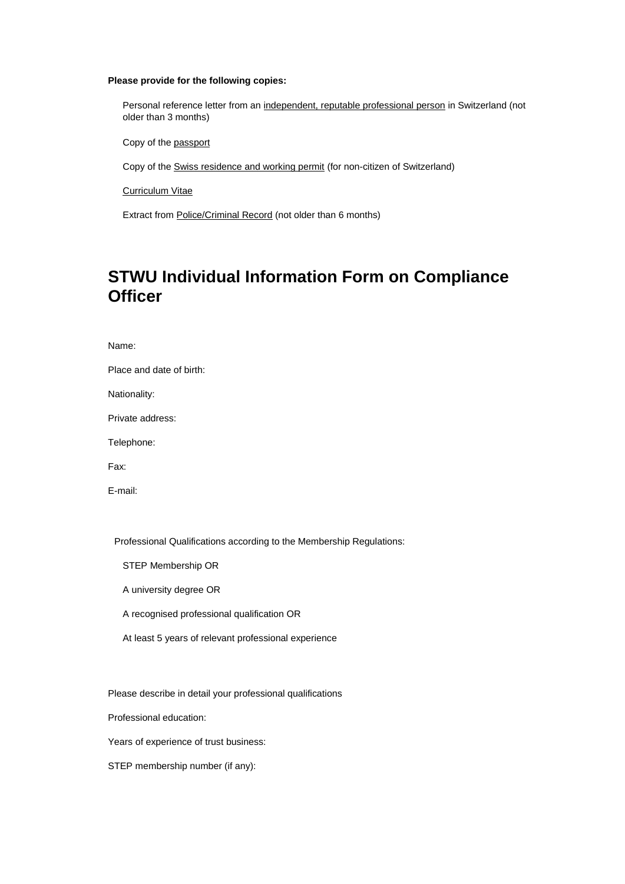**Please provide for the following copies:**

- Personal reference letter from an <u>independent, reputable professional person</u> in Switzerland (not older than 3 months)
- Copy of the <u>passport</u>
- Copy of the <u>Swiss residence and working permit</u> (for non-citizen of Switzerland)
- <u>Curriculum Vitae</u>
- Extract from <u>Police/Criminal Record</u> (not older than 6 months)

# STWU Individual Information Form on Compliance Officer

Name:

Place and date of birth:

Nationality:

Private address:

Telephone:

Fax:

E-mail:

Professional Qualifications according to the Membership Regulations:

- STEP Membership OR
- A university degree OR
- A recognised professional qualification OR
- At least 5 years of relevant professional experience

Please describe in detail your professional qualifications

Professional education:

Years of experience of trust business:

STEP membership number (if any):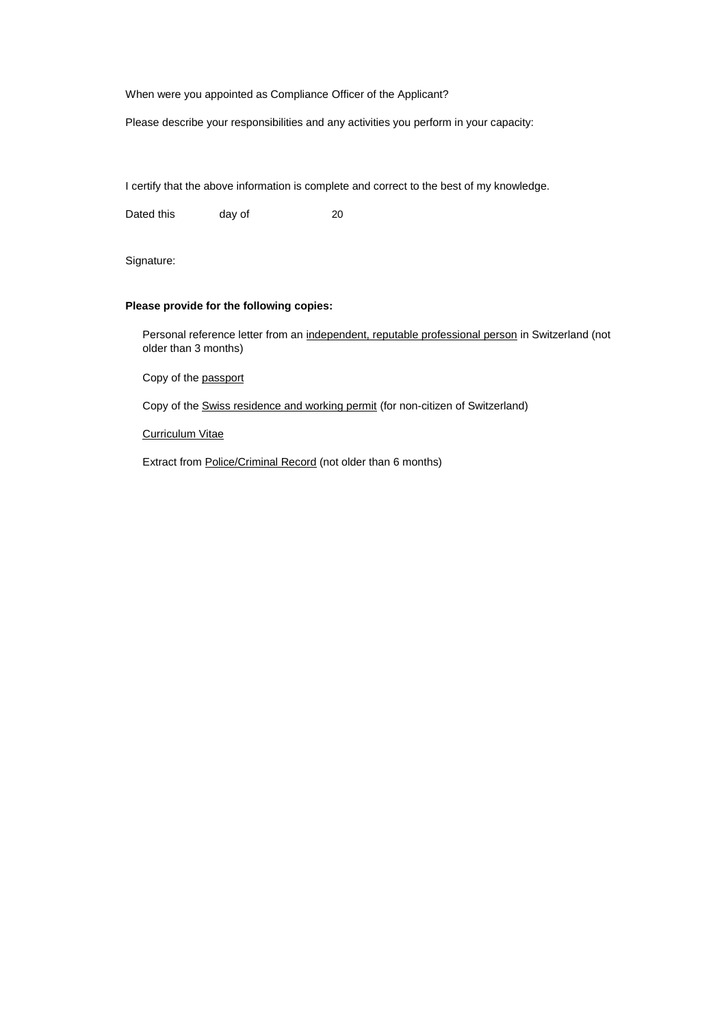When were you appointed as Compliance Officer of the Applicant?

Please describe your responsibilities and any activities you perform in your capacity:

I certify that the above information is complete and correct to the best of my knowledge.

Dated this day of 20

Signature:

**Please provide for the following copies:**

- Personal reference letter from an <u>independent, reputable professional person</u> in Switzerland (not older than 3 months)
- Copy of the <u>passport</u>
- Copy of the <u>Swiss residence and working permit</u> (for non-citizen of Switzerland)
- <u>Curriculum Vitae</u>
- Extract from <u>Police/Criminal Record</u> (not older than 6 months)